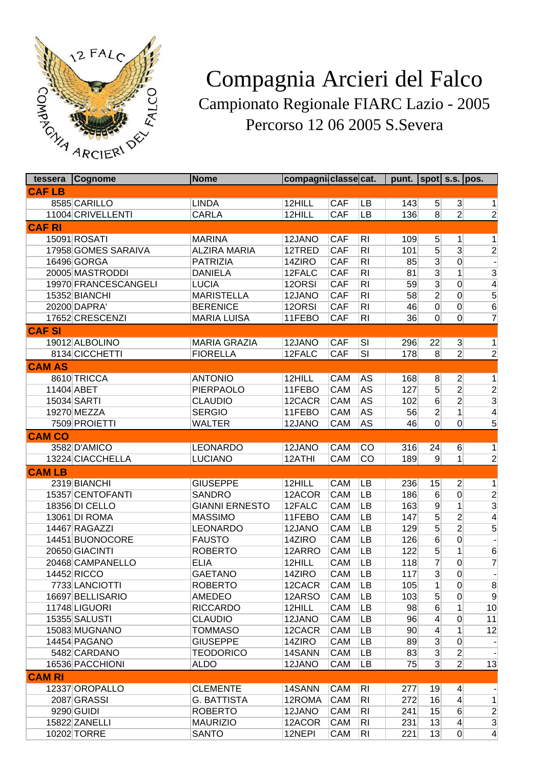# Compagnia Arcieri del Falco

## Campionato Regionale FIARC Lazio - 2005

## Percorso 12 06 2005 S.Severa

| tessera | Cognome | Nome | compagnia | classe | cat. | punt. | spot | s.s. | pos. |
|---|---|---|---|---|---|---|---|---|---|
| **CAF LB** | | | | | | | | | |
| 8585 | CARILLO | LINDA | 12HILL | CAF | LB | 143 | 5 | 3 | 1 |
| 11004 | CRIVELLENTI | CARLA | 12HILL | CAF | LB | 136 | 8 | 2 | 2 |
| **CAF RI** | | | | | | | | | |
| 15091 | ROSATI | MARINA | 12JANO | CAF | RI | 109 | 5 | 1 | 1 |
| 17958 | GOMES SARAIVA | ALZIRA MARIA | 12TRED | CAF | RI | 101 | 5 | 3 | 2 |
| 16496 | GORGA | PATRIZIA | 14ZIRO | CAF | RI | 85 | 3 | 0 | - |
| 20005 | MASTRODDI | DANIELA | 12FALC | CAF | RI | 81 | 3 | 1 | 3 |
| 19970 | FRANCESCANGELI | LUCIA | 12ORSI | CAF | RI | 59 | 3 | 0 | 4 |
| 15352 | BIANCHI | MARISTELLA | 12JANO | CAF | RI | 58 | 2 | 0 | 5 |
| 20200 | DAPRA' | BERENICE | 12ORSI | CAF | RI | 46 | 0 | 0 | 6 |
| 17652 | CRESCENZI | MARIA LUISA | 11FEBO | CAF | RI | 36 | 0 | 0 | 7 |
| **CAF SI** | | | | | | | | | |
| 19012 | ALBOLINO | MARIA GRAZIA | 12JANO | CAF | SI | 296 | 22 | 3 | 1 |
| 8134 | CICCHETTI | FIORELLA | 12FALC | CAF | SI | 178 | 8 | 2 | 2 |
| **CAM AS** | | | | | | | | | |
| 8610 | TRICCA | ANTONIO | 12HILL | CAM | AS | 168 | 8 | 2 | 1 |
| 11404 | ABET | PIERPAOLO | 11FEBO | CAM | AS | 127 | 5 | 2 | 2 |
| 15034 | SARTI | CLAUDIO | 12CACR | CAM | AS | 102 | 6 | 2 | 3 |
| 19270 | MEZZA | SERGIO | 11FEBO | CAM | AS | 56 | 2 | 1 | 4 |
| 7509 | PROIETTI | WALTER | 12JANO | CAM | AS | 46 | 0 | 0 | 5 |
| **CAM CO** | | | | | | | | | |
| 3582 | D'AMICO | LEONARDO | 12JANO | CAM | CO | 316 | 24 | 6 | 1 |
| 13224 | CIACCHELLA | LUCIANO | 12ATHI | CAM | CO | 189 | 9 | 1 | 2 |
| **CAM LB** | | | | | | | | | |
| 2319 | BIANCHI | GIUSEPPE | 12HILL | CAM | LB | 236 | 15 | 2 | 1 |
| 15357 | CENTOFANTI | SANDRO | 12ACOR | CAM | LB | 186 | 6 | 0 | 2 |
| 18356 | DI CELLO | GIANNI ERNESTO | 12FALC | CAM | LB | 163 | 9 | 1 | 3 |
| 13061 | DI ROMA | MASSIMO | 11FEBO | CAM | LB | 147 | 5 | 2 | 4 |
| 14467 | RAGAZZI | LEONARDO | 12JANO | CAM | LB | 129 | 5 | 2 | 5 |
| 14451 | BUONOCORE | FAUSTO | 14ZIRO | CAM | LB | 126 | 6 | 0 | - |
| 20650 | GIACINTI | ROBERTO | 12ARRO | CAM | LB | 122 | 5 | 1 | 6 |
| 20468 | CAMPANELLO | ELIA | 12HILL | CAM | LB | 118 | 7 | 0 | 7 |
| 14452 | RICCO | GAETANO | 14ZIRO | CAM | LB | 117 | 3 | 0 | - |
| 7733 | LANCIOTTI | ROBERTO | 12CACR | CAM | LB | 105 | 1 | 0 | 8 |
| 16697 | BELLISARIO | AMEDEO | 12ARSO | CAM | LB | 103 | 5 | 0 | 9 |
| 11748 | LIGUORI | RICCARDO | 12HILL | CAM | LB | 98 | 6 | 1 | 10 |
| 15355 | SALUSTI | CLAUDIO | 12JANO | CAM | LB | 96 | 4 | 0 | 11 |
| 15083 | MUGNANO | TOMMASO | 12CACR | CAM | LB | 90 | 4 | 1 | 12 |
| 14454 | PAGANO | GIUSEPPE | 14ZIRO | CAM | LB | 89 | 3 | 0 | - |
| 5482 | CARDANO | TEODORICO | 14SANN | CAM | LB | 83 | 3 | 2 | - |
| 16536 | PACCHIONI | ALDO | 12JANO | CAM | LB | 75 | 3 | 2 | 13 |
| **CAM RI** | | | | | | | | | |
| 12337 | OROPALLO | CLEMENTE | 14SANN | CAM | RI | 277 | 19 | 4 | - |
| 2087 | GRASSI | G. BATTISTA | 12ROMA | CAM | RI | 272 | 16 | 4 | 1 |
| 9290 | GUIDI | ROBERTO | 12JANO | CAM | RI | 241 | 15 | 6 | 2 |
| 15822 | ZANELLI | MAURIZIO | 12ACOR | CAM | RI | 231 | 13 | 4 | 3 |
| 10202 | TORRE | SANTO | 12NEPI | CAM | RI | 221 | 13 | 0 | 4 |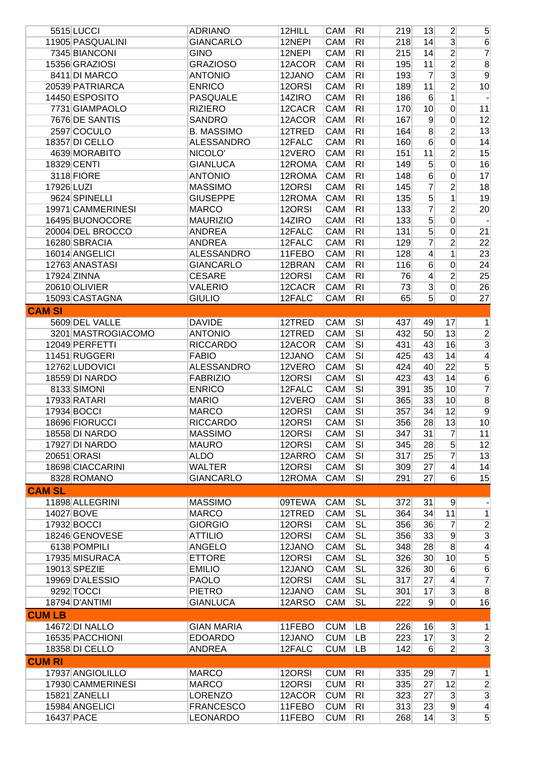| | | | | | | | | | |
|---|---|---|---|---|---|---|---|---|---|
| 5515 | LUCCI | ADRIANO | 12HILL | CAM | RI | 219 | 13 | 2 | 5 |
| 11905 | PASQUALINI | GIANCARLO | 12NEPI | CAM | RI | 218 | 14 | 3 | 6 |
| 7345 | BIANCONI | GINO | 12NEPI | CAM | RI | 215 | 14 | 2 | 7 |
| 15356 | GRAZIOSI | GRAZIOSO | 12ACOR | CAM | RI | 195 | 11 | 2 | 8 |
| 8411 | DI MARCO | ANTONIO | 12JANO | CAM | RI | 193 | 7 | 3 | 9 |
| 20539 | PATRIARCA | ENRICO | 12ORSI | CAM | RI | 189 | 11 | 2 | 10 |
| 14450 | ESPOSITO | PASQUALE | 14ZIRO | CAM | RI | 186 | 6 | 1 | - |
| 7731 | GIAMPAOLO | RIZIERO | 12CACR | CAM | RI | 170 | 10 | 0 | 11 |
| 7676 | DE SANTIS | SANDRO | 12ACOR | CAM | RI | 167 | 9 | 0 | 12 |
| 2597 | COCULO | B. MASSIMO | 12TRED | CAM | RI | 164 | 8 | 2 | 13 |
| 18357 | DI CELLO | ALESSANDRO | 12FALC | CAM | RI | 160 | 6 | 0 | 14 |
| 4639 | MORABITO | NICOLO' | 12VERO | CAM | RI | 151 | 11 | 2 | 15 |
| 18329 | CENTI | GIANLUCA | 12ROMA | CAM | RI | 149 | 5 | 0 | 16 |
| 3118 | FIORE | ANTONIO | 12ROMA | CAM | RI | 148 | 6 | 0 | 17 |
| 17926 | LUZI | MASSIMO | 12ORSI | CAM | RI | 145 | 7 | 2 | 18 |
| 9624 | SPINELLI | GIUSEPPE | 12ROMA | CAM | RI | 135 | 5 | 1 | 19 |
| 19971 | CAMMERINESI | MARCO | 12ORSI | CAM | RI | 133 | 7 | 2 | 20 |
| 16495 | BUONOCORE | MAURIZIO | 14ZIRO | CAM | RI | 133 | 5 | 0 | - |
| 20004 | DEL BROCCO | ANDREA | 12FALC | CAM | RI | 131 | 5 | 0 | 21 |
| 16280 | SBRACIA | ANDREA | 12FALC | CAM | RI | 129 | 7 | 2 | 22 |
| 16014 | ANGELICI | ALESSANDRO | 11FEBO | CAM | RI | 128 | 4 | 1 | 23 |
| 12763 | ANASTASI | GIANCARLO | 12BRAN | CAM | RI | 116 | 6 | 0 | 24 |
| 17924 | ZINNA | CESARE | 12ORSI | CAM | RI | 76 | 4 | 2 | 25 |
| 20610 | OLIVIER | VALERIO | 12CACR | CAM | RI | 73 | 3 | 0 | 26 |
| 15093 | CASTAGNA | GIULIO | 12FALC | CAM | RI | 65 | 5 | 0 | 27 |
| **CAM SI** | | | | | | | | | |
| 5609 | DEL VALLE | DAVIDE | 12TRED | CAM | SI | 437 | 49 | 17 | 1 |
| 3201 | MASTROGIACOMO | ANTONIO | 12TRED | CAM | SI | 432 | 50 | 13 | 2 |
| 12049 | PERFETTI | RICCARDO | 12ACOR | CAM | SI | 431 | 43 | 16 | 3 |
| 11451 | RUGGERI | FABIO | 12JANO | CAM | SI | 425 | 43 | 14 | 4 |
| 12762 | LUDOVICI | ALESSANDRO | 12VERO | CAM | SI | 424 | 40 | 22 | 5 |
| 18559 | DI NARDO | FABRIZIO | 12ORSI | CAM | SI | 423 | 43 | 14 | 6 |
| 8133 | SIMONI | ENRICO | 12FALC | CAM | SI | 391 | 35 | 10 | 7 |
| 17933 | RATARI | MARIO | 12VERO | CAM | SI | 365 | 33 | 10 | 8 |
| 17934 | BOCCI | MARCO | 12ORSI | CAM | SI | 357 | 34 | 12 | 9 |
| 18696 | FIORUCCI | RICCARDO | 12ORSI | CAM | SI | 356 | 28 | 13 | 10 |
| 18558 | DI NARDO | MASSIMO | 12ORSI | CAM | SI | 347 | 31 | 7 | 11 |
| 17927 | DI NARDO | MAURO | 12ORSI | CAM | SI | 345 | 28 | 5 | 12 |
| 20651 | ORASI | ALDO | 12ARRO | CAM | SI | 317 | 25 | 7 | 13 |
| 18698 | CIACCARINI | WALTER | 12ORSI | CAM | SI | 309 | 27 | 4 | 14 |
| 8328 | ROMANO | GIANCARLO | 12ROMA | CAM | SI | 291 | 27 | 6 | 15 |
| **CAM SL** | | | | | | | | | |
| 11898 | ALLEGRINI | MASSIMO | 09TEWA | CAM | SL | 372 | 31 | 9 | - |
| 14027 | BOVE | MARCO | 12TRED | CAM | SL | 364 | 34 | 11 | 1 |
| 17932 | BOCCI | GIORGIO | 12ORSI | CAM | SL | 356 | 36 | 7 | 2 |
| 18246 | GENOVESE | ATTILIO | 12ORSI | CAM | SL | 356 | 33 | 9 | 3 |
| 6138 | POMPILI | ANGELO | 12JANO | CAM | SL | 348 | 28 | 8 | 4 |
| 17935 | MISURACA | ETTORE | 12ORSI | CAM | SL | 326 | 30 | 10 | 5 |
| 19013 | SPEZIE | EMILIO | 12JANO | CAM | SL | 326 | 30 | 6 | 6 |
| 19969 | D'ALESSIO | PAOLO | 12ORSI | CAM | SL | 317 | 27 | 4 | 7 |
| 9292 | TOCCI | PIETRO | 12JANO | CAM | SL | 301 | 17 | 3 | 8 |
| 18794 | D'ANTIMI | GIANLUCA | 12ARSO | CAM | SL | 222 | 9 | 0 | 16 |
| **CUM LB** | | | | | | | | | |
| 14672 | DI NALLO | GIAN MARIA | 11FEBO | CUM | LB | 226 | 16 | 3 | 1 |
| 16535 | PACCHIONI | EDOARDO | 12JANO | CUM | LB | 223 | 17 | 3 | 2 |
| 18358 | DI CELLO | ANDREA | 12FALC | CUM | LB | 142 | 6 | 2 | 3 |
| **CUM RI** | | | | | | | | | |
| 17937 | ANGIOLILLO | MARCO | 12ORSI | CUM | RI | 335 | 29 | 7 | 1 |
| 17930 | CAMMERINESI | MARCO | 12ORSI | CUM | RI | 335 | 27 | 12 | 2 |
| 15821 | ZANELLI | LORENZO | 12ACOR | CUM | RI | 323 | 27 | 3 | 3 |
| 15984 | ANGELICI | FRANCESCO | 11FEBO | CUM | RI | 313 | 23 | 9 | 4 |
| 16437 | PACE | LEONARDO | 11FEBO | CUM | RI | 268 | 14 | 3 | 5 |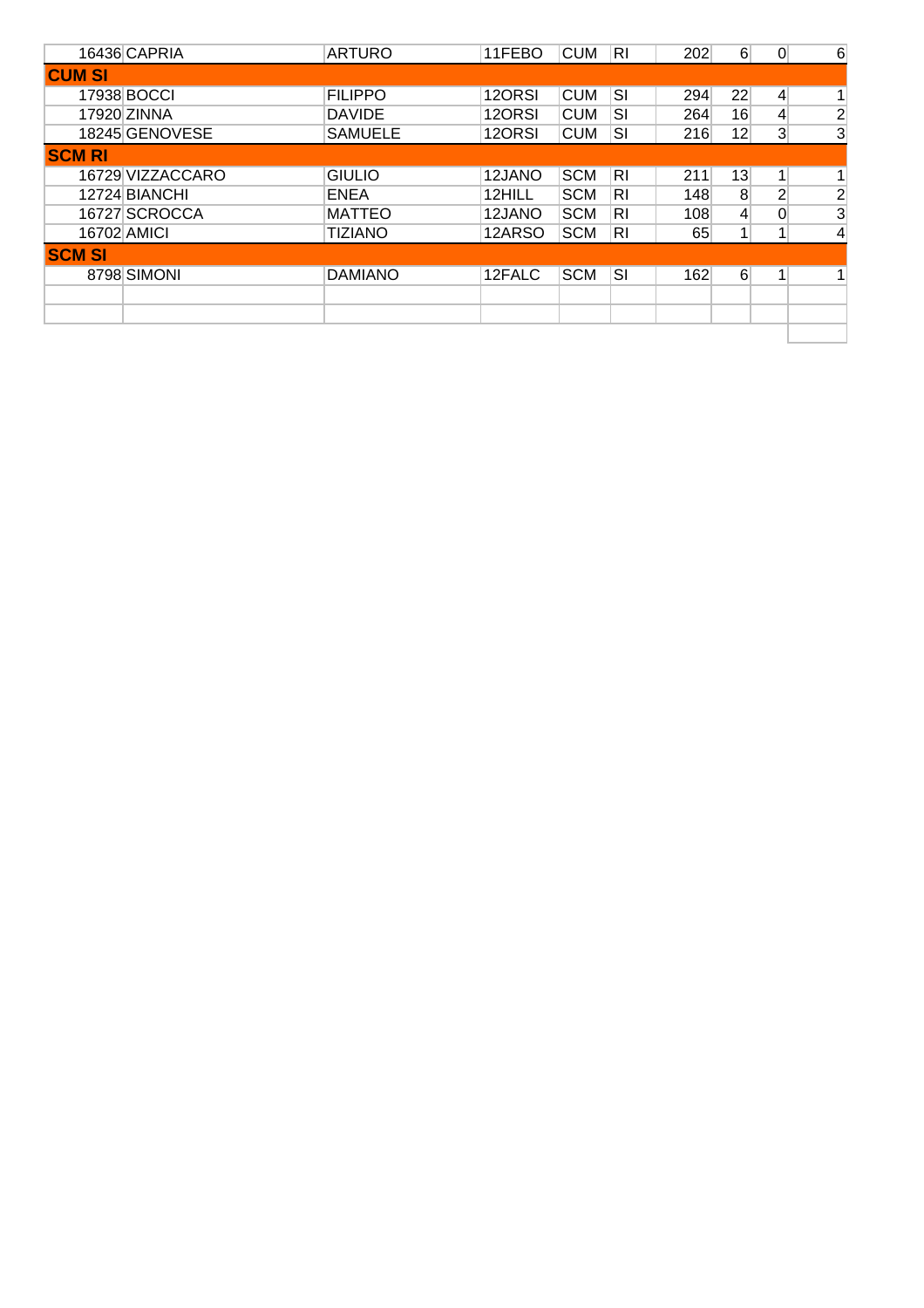| | | | | | | | | | |
|---|---|---|---|---|---|---|---|---|---|
| 16436 | CAPRIA | ARTURO | 11FEBO | CUM | RI | 202 | 6 | 0 | 6 |
| **CUM SI** | | | | | | | | | |
| 17938 | BOCCI | FILIPPO | 12ORSI | CUM | SI | 294 | 22 | 4 | 1 |
| 17920 | ZINNA | DAVIDE | 12ORSI | CUM | SI | 264 | 16 | 4 | 2 |
| 18245 | GENOVESE | SAMUELE | 12ORSI | CUM | SI | 216 | 12 | 3 | 3 |
| **SCM RI** | | | | | | | | | |
| 16729 | VIZZACCARO | GIULIO | 12JANO | SCM | RI | 211 | 13 | 1 | 1 |
| 12724 | BIANCHI | ENEA | 12HILL | SCM | RI | 148 | 8 | 2 | 2 |
| 16727 | SCROCCA | MATTEO | 12JANO | SCM | RI | 108 | 4 | 0 | 3 |
| 16702 | AMICI | TIZIANO | 12ARSO | SCM | RI | 65 | 1 | 1 | 4 |
| **SCM SI** | | | | | | | | | |
| 8798 | SIMONI | DAMIANO | 12FALC | SCM | SI | 162 | 6 | 1 | 1 |